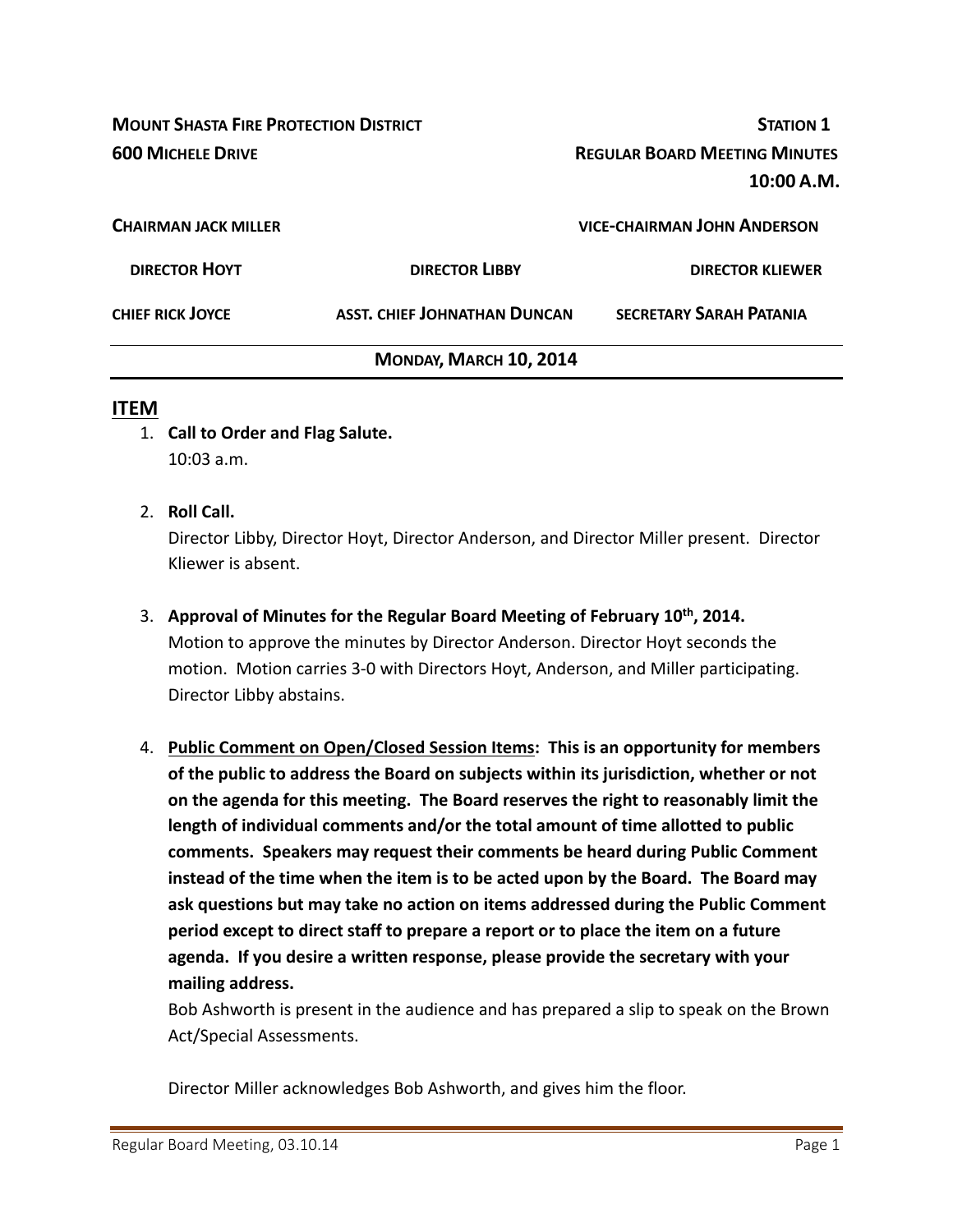**MOUNT SHASTA FIRE PROTECTION DISTRICT** **STATION 1**

**600 MICHELE DRIVE** **REGULAR BOARD MEETING MINUTES**

**10:00 A.M.**

**CHAIRMAN JACK MILLER** **VICE-CHAIRMAN JOHN ANDERSON**

**DIRECTOR HOYT** **DIRECTOR LIBBY** **DIRECTOR KLIEWER**

**CHIEF RICK JOYCE** **ASST. CHIEF JOHNATHAN DUNCAN** **SECRETARY SARAH PATANIA**

**MONDAY, MARCH 10, 2014**

## ITEM

1. **Call to Order and Flag Salute.**
   10:03 a.m.

2. **Roll Call.**
   Director Libby, Director Hoyt, Director Anderson, and Director Miller present. Director Kliewer is absent.

3. **Approval of Minutes for the Regular Board Meeting of February 10th, 2014.**
   Motion to approve the minutes by Director Anderson. Director Hoyt seconds the motion. Motion carries 3-0 with Directors Hoyt, Anderson, and Miller participating. Director Libby abstains.

4. **Public Comment on Open/Closed Session Items: This is an opportunity for members of the public to address the Board on subjects within its jurisdiction, whether or not on the agenda for this meeting. The Board reserves the right to reasonably limit the length of individual comments and/or the total amount of time allotted to public comments. Speakers may request their comments be heard during Public Comment instead of the time when the item is to be acted upon by the Board. The Board may ask questions but may take no action on items addressed during the Public Comment period except to direct staff to prepare a report or to place the item on a future agenda. If you desire a written response, please provide the secretary with your mailing address.**
   Bob Ashworth is present in the audience and has prepared a slip to speak on the Brown Act/Special Assessments.

   Director Miller acknowledges Bob Ashworth, and gives him the floor.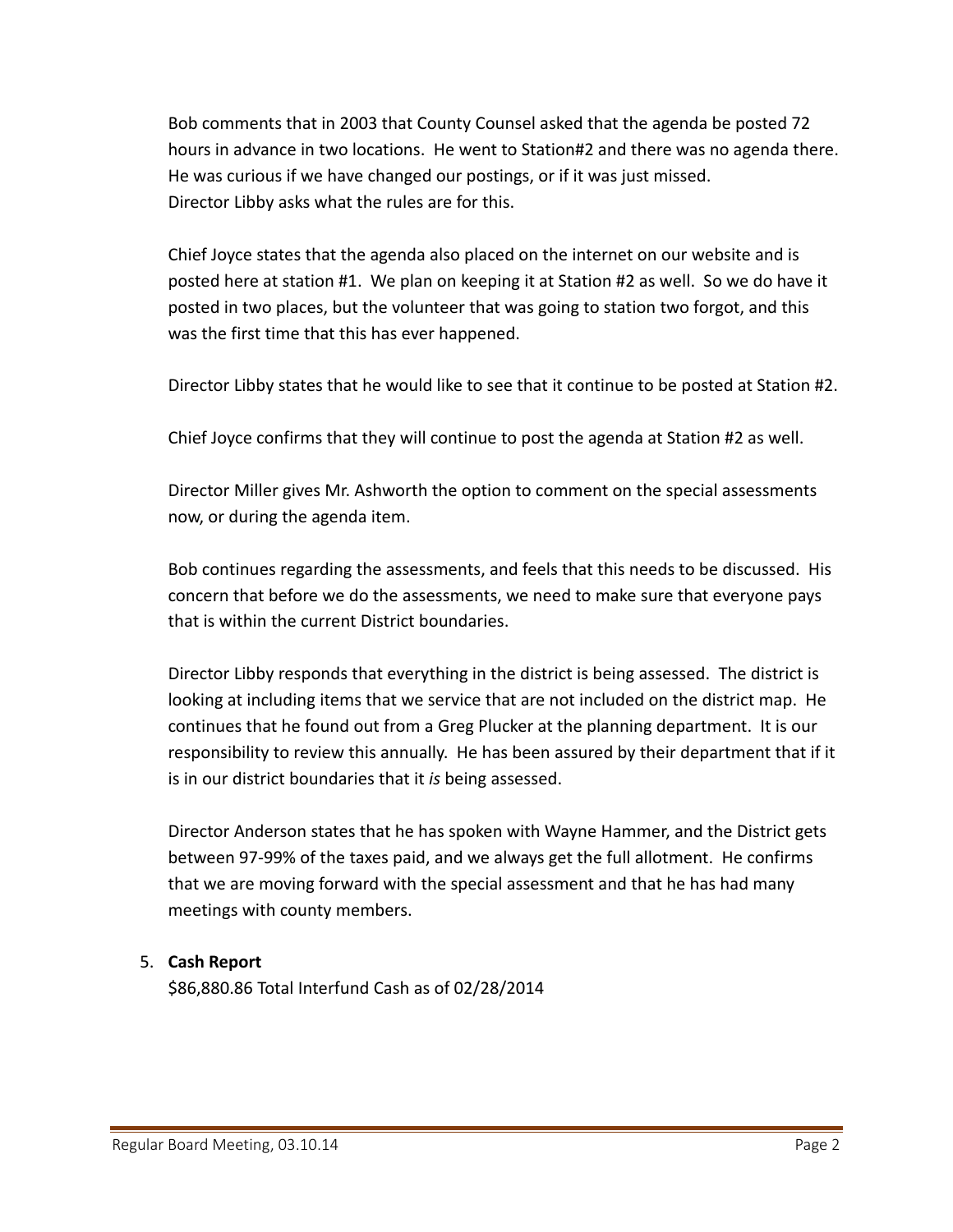Bob comments that in 2003 that County Counsel asked that the agenda be posted 72 hours in advance in two locations. He went to Station#2 and there was no agenda there. He was curious if we have changed our postings, or if it was just missed.
Director Libby asks what the rules are for this.

Chief Joyce states that the agenda also placed on the internet on our website and is posted here at station #1. We plan on keeping it at Station #2 as well. So we do have it posted in two places, but the volunteer that was going to station two forgot, and this was the first time that this has ever happened.

Director Libby states that he would like to see that it continue to be posted at Station #2.

Chief Joyce confirms that they will continue to post the agenda at Station #2 as well.

Director Miller gives Mr. Ashworth the option to comment on the special assessments now, or during the agenda item.

Bob continues regarding the assessments, and feels that this needs to be discussed. His concern that before we do the assessments, we need to make sure that everyone pays that is within the current District boundaries.

Director Libby responds that everything in the district is being assessed. The district is looking at including items that we service that are not included on the district map. He continues that he found out from a Greg Plucker at the planning department. It is our responsibility to review this annually. He has been assured by their department that if it is in our district boundaries that it *is* being assessed.

Director Anderson states that he has spoken with Wayne Hammer, and the District gets between 97-99% of the taxes paid, and we always get the full allotment. He confirms that we are moving forward with the special assessment and that he has had many meetings with county members.

5. **Cash Report**
   $86,880.86 Total Interfund Cash as of 02/28/2014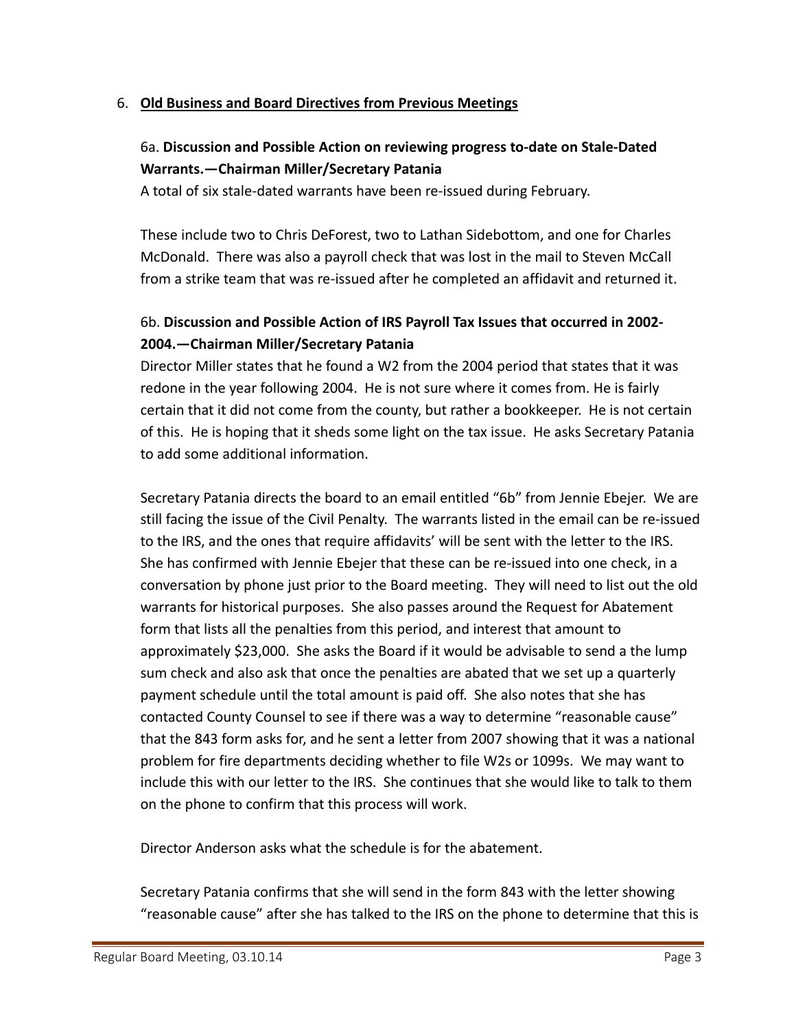6. **Old Business and Board Directives from Previous Meetings**

6a. **Discussion and Possible Action on reviewing progress to-date on Stale-Dated Warrants.—Chairman Miller/Secretary Patania**

A total of six stale-dated warrants have been re-issued during February.

These include two to Chris DeForest, two to Lathan Sidebottom, and one for Charles McDonald. There was also a payroll check that was lost in the mail to Steven McCall from a strike team that was re-issued after he completed an affidavit and returned it.

6b. **Discussion and Possible Action of IRS Payroll Tax Issues that occurred in 2002-2004.—Chairman Miller/Secretary Patania**

Director Miller states that he found a W2 from the 2004 period that states that it was redone in the year following 2004. He is not sure where it comes from. He is fairly certain that it did not come from the county, but rather a bookkeeper. He is not certain of this. He is hoping that it sheds some light on the tax issue. He asks Secretary Patania to add some additional information.

Secretary Patania directs the board to an email entitled "6b" from Jennie Ebejer. We are still facing the issue of the Civil Penalty. The warrants listed in the email can be re-issued to the IRS, and the ones that require affidavits' will be sent with the letter to the IRS. She has confirmed with Jennie Ebejer that these can be re-issued into one check, in a conversation by phone just prior to the Board meeting. They will need to list out the old warrants for historical purposes. She also passes around the Request for Abatement form that lists all the penalties from this period, and interest that amount to approximately $23,000. She asks the Board if it would be advisable to send a the lump sum check and also ask that once the penalties are abated that we set up a quarterly payment schedule until the total amount is paid off. She also notes that she has contacted County Counsel to see if there was a way to determine "reasonable cause" that the 843 form asks for, and he sent a letter from 2007 showing that it was a national problem for fire departments deciding whether to file W2s or 1099s. We may want to include this with our letter to the IRS. She continues that she would like to talk to them on the phone to confirm that this process will work.

Director Anderson asks what the schedule is for the abatement.

Secretary Patania confirms that she will send in the form 843 with the letter showing "reasonable cause" after she has talked to the IRS on the phone to determine that this is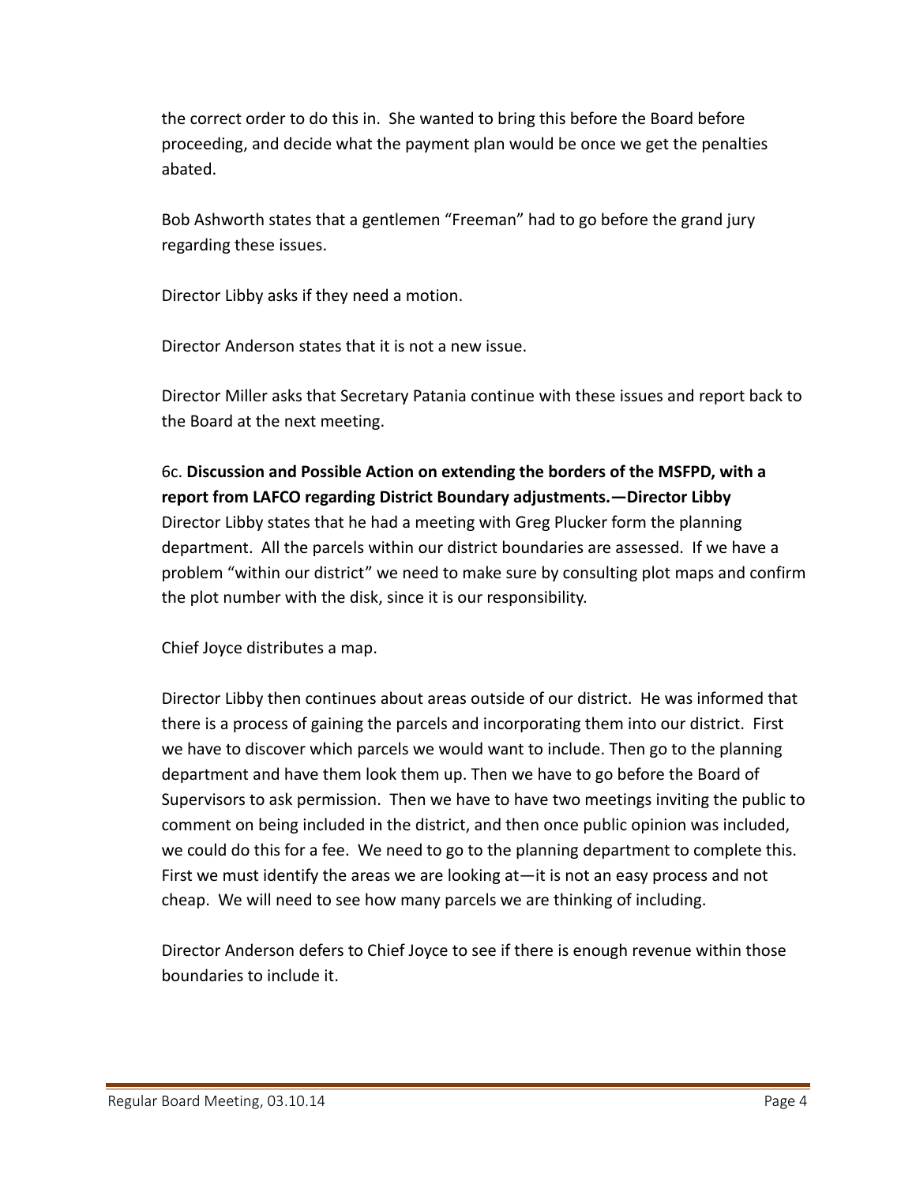the correct order to do this in. She wanted to bring this before the Board before proceeding, and decide what the payment plan would be once we get the penalties abated.

Bob Ashworth states that a gentlemen "Freeman" had to go before the grand jury regarding these issues.

Director Libby asks if they need a motion.

Director Anderson states that it is not a new issue.

Director Miller asks that Secretary Patania continue with these issues and report back to the Board at the next meeting.

6c. **Discussion and Possible Action on extending the borders of the MSFPD, with a report from LAFCO regarding District Boundary adjustments.—Director Libby**
Director Libby states that he had a meeting with Greg Plucker form the planning department. All the parcels within our district boundaries are assessed. If we have a problem "within our district" we need to make sure by consulting plot maps and confirm the plot number with the disk, since it is our responsibility.

Chief Joyce distributes a map.

Director Libby then continues about areas outside of our district. He was informed that there is a process of gaining the parcels and incorporating them into our district. First we have to discover which parcels we would want to include. Then go to the planning department and have them look them up. Then we have to go before the Board of Supervisors to ask permission. Then we have to have two meetings inviting the public to comment on being included in the district, and then once public opinion was included, we could do this for a fee. We need to go to the planning department to complete this. First we must identify the areas we are looking at—it is not an easy process and not cheap. We will need to see how many parcels we are thinking of including.

Director Anderson defers to Chief Joyce to see if there is enough revenue within those boundaries to include it.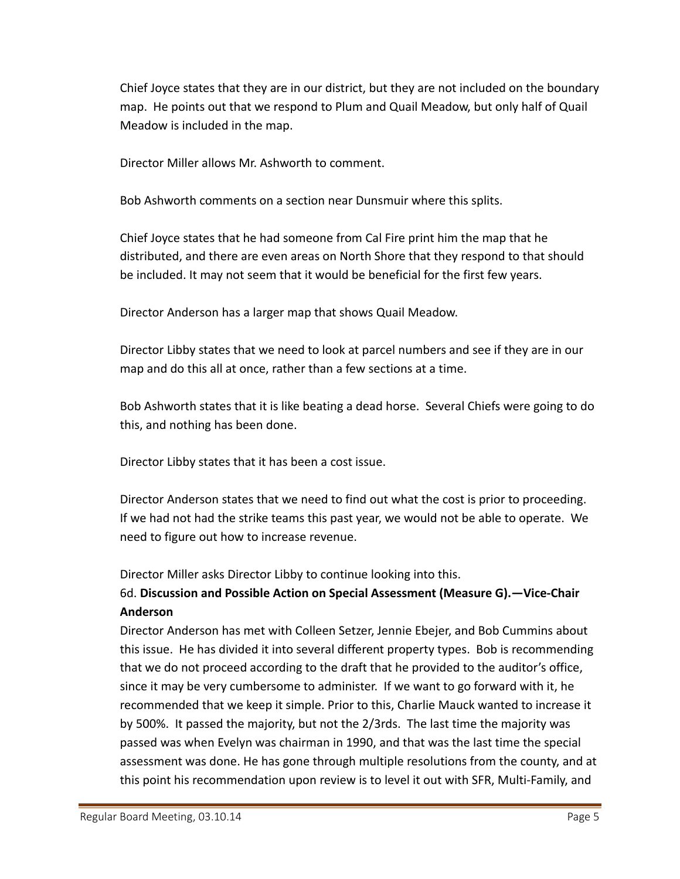Chief Joyce states that they are in our district, but they are not included on the boundary map. He points out that we respond to Plum and Quail Meadow, but only half of Quail Meadow is included in the map.

Director Miller allows Mr. Ashworth to comment.

Bob Ashworth comments on a section near Dunsmuir where this splits.

Chief Joyce states that he had someone from Cal Fire print him the map that he distributed, and there are even areas on North Shore that they respond to that should be included. It may not seem that it would be beneficial for the first few years.

Director Anderson has a larger map that shows Quail Meadow.

Director Libby states that we need to look at parcel numbers and see if they are in our map and do this all at once, rather than a few sections at a time.

Bob Ashworth states that it is like beating a dead horse. Several Chiefs were going to do this, and nothing has been done.

Director Libby states that it has been a cost issue.

Director Anderson states that we need to find out what the cost is prior to proceeding. If we had not had the strike teams this past year, we would not be able to operate. We need to figure out how to increase revenue.

Director Miller asks Director Libby to continue looking into this.

6d. **Discussion and Possible Action on Special Assessment (Measure G).—Vice-Chair Anderson**

Director Anderson has met with Colleen Setzer, Jennie Ebejer, and Bob Cummins about this issue. He has divided it into several different property types. Bob is recommending that we do not proceed according to the draft that he provided to the auditor's office, since it may be very cumbersome to administer. If we want to go forward with it, he recommended that we keep it simple. Prior to this, Charlie Mauck wanted to increase it by 500%. It passed the majority, but not the 2/3rds. The last time the majority was passed was when Evelyn was chairman in 1990, and that was the last time the special assessment was done. He has gone through multiple resolutions from the county, and at this point his recommendation upon review is to level it out with SFR, Multi-Family, and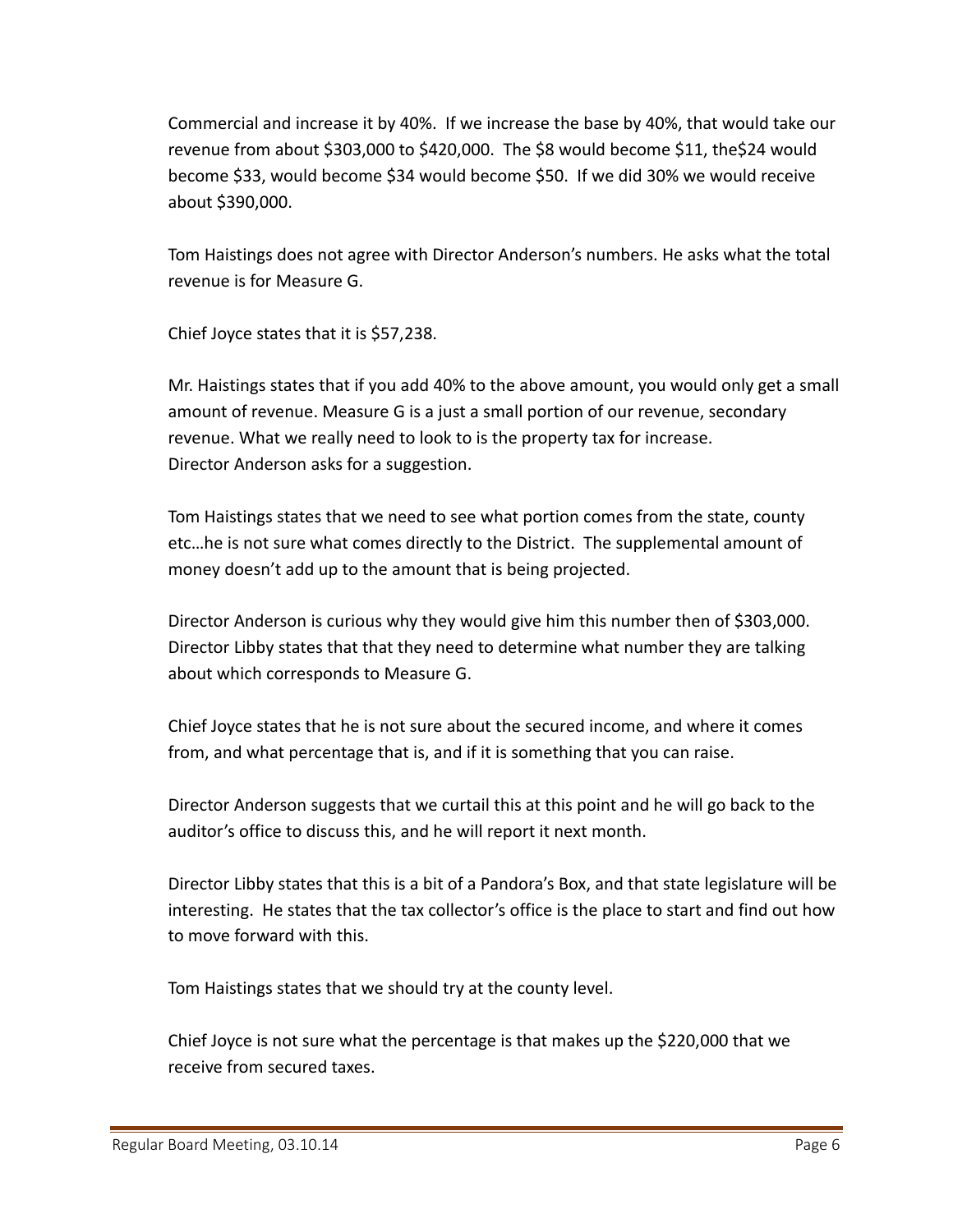Commercial and increase it by 40%. If we increase the base by 40%, that would take our revenue from about $303,000 to $420,000. The $8 would become $11, the$24 would become $33, would become $34 would become $50. If we did 30% we would receive about $390,000.

Tom Haistings does not agree with Director Anderson's numbers. He asks what the total revenue is for Measure G.

Chief Joyce states that it is $57,238.

Mr. Haistings states that if you add 40% to the above amount, you would only get a small amount of revenue. Measure G is a just a small portion of our revenue, secondary revenue. What we really need to look to is the property tax for increase.
Director Anderson asks for a suggestion.

Tom Haistings states that we need to see what portion comes from the state, county etc…he is not sure what comes directly to the District. The supplemental amount of money doesn't add up to the amount that is being projected.

Director Anderson is curious why they would give him this number then of $303,000.
Director Libby states that that they need to determine what number they are talking about which corresponds to Measure G.

Chief Joyce states that he is not sure about the secured income, and where it comes from, and what percentage that is, and if it is something that you can raise.

Director Anderson suggests that we curtail this at this point and he will go back to the auditor's office to discuss this, and he will report it next month.

Director Libby states that this is a bit of a Pandora's Box, and that state legislature will be interesting. He states that the tax collector's office is the place to start and find out how to move forward with this.

Tom Haistings states that we should try at the county level.

Chief Joyce is not sure what the percentage is that makes up the $220,000 that we receive from secured taxes.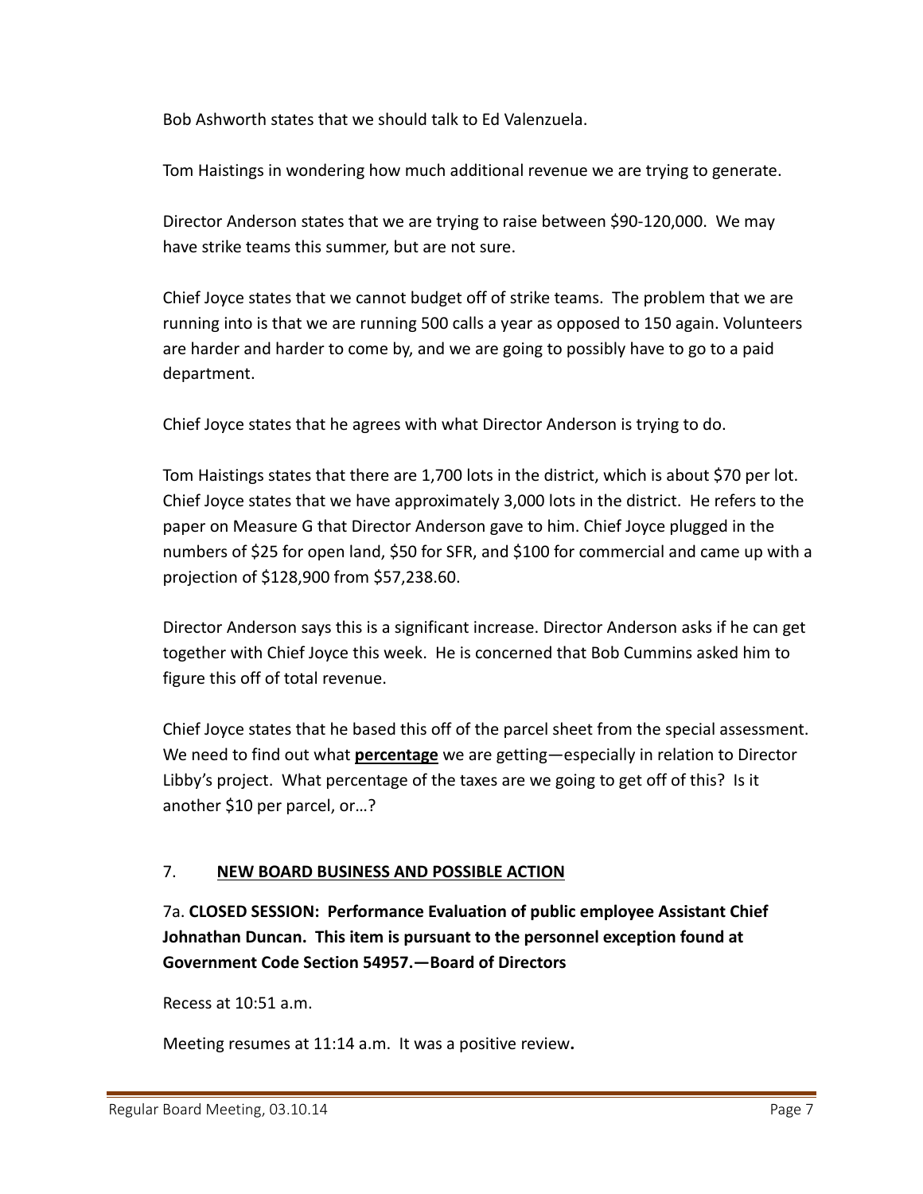Bob Ashworth states that we should talk to Ed Valenzuela.

Tom Haistings in wondering how much additional revenue we are trying to generate.

Director Anderson states that we are trying to raise between $90-120,000. We may have strike teams this summer, but are not sure.

Chief Joyce states that we cannot budget off of strike teams. The problem that we are running into is that we are running 500 calls a year as opposed to 150 again. Volunteers are harder and harder to come by, and we are going to possibly have to go to a paid department.

Chief Joyce states that he agrees with what Director Anderson is trying to do.

Tom Haistings states that there are 1,700 lots in the district, which is about $70 per lot. Chief Joyce states that we have approximately 3,000 lots in the district. He refers to the paper on Measure G that Director Anderson gave to him. Chief Joyce plugged in the numbers of $25 for open land, $50 for SFR, and $100 for commercial and came up with a projection of $128,900 from $57,238.60.

Director Anderson says this is a significant increase. Director Anderson asks if he can get together with Chief Joyce this week. He is concerned that Bob Cummins asked him to figure this off of total revenue.

Chief Joyce states that he based this off of the parcel sheet from the special assessment. We need to find out what **<u>percentage</u>** we are getting—especially in relation to Director Libby's project. What percentage of the taxes are we going to get off of this? Is it another $10 per parcel, or…?

## 7. **<u>NEW BOARD BUSINESS AND POSSIBLE ACTION</u>**

7a. **CLOSED SESSION: Performance Evaluation of public employee Assistant Chief Johnathan Duncan. This item is pursuant to the personnel exception found at Government Code Section 54957.—Board of Directors**

Recess at 10:51 a.m.

Meeting resumes at 11:14 a.m. It was a positive review.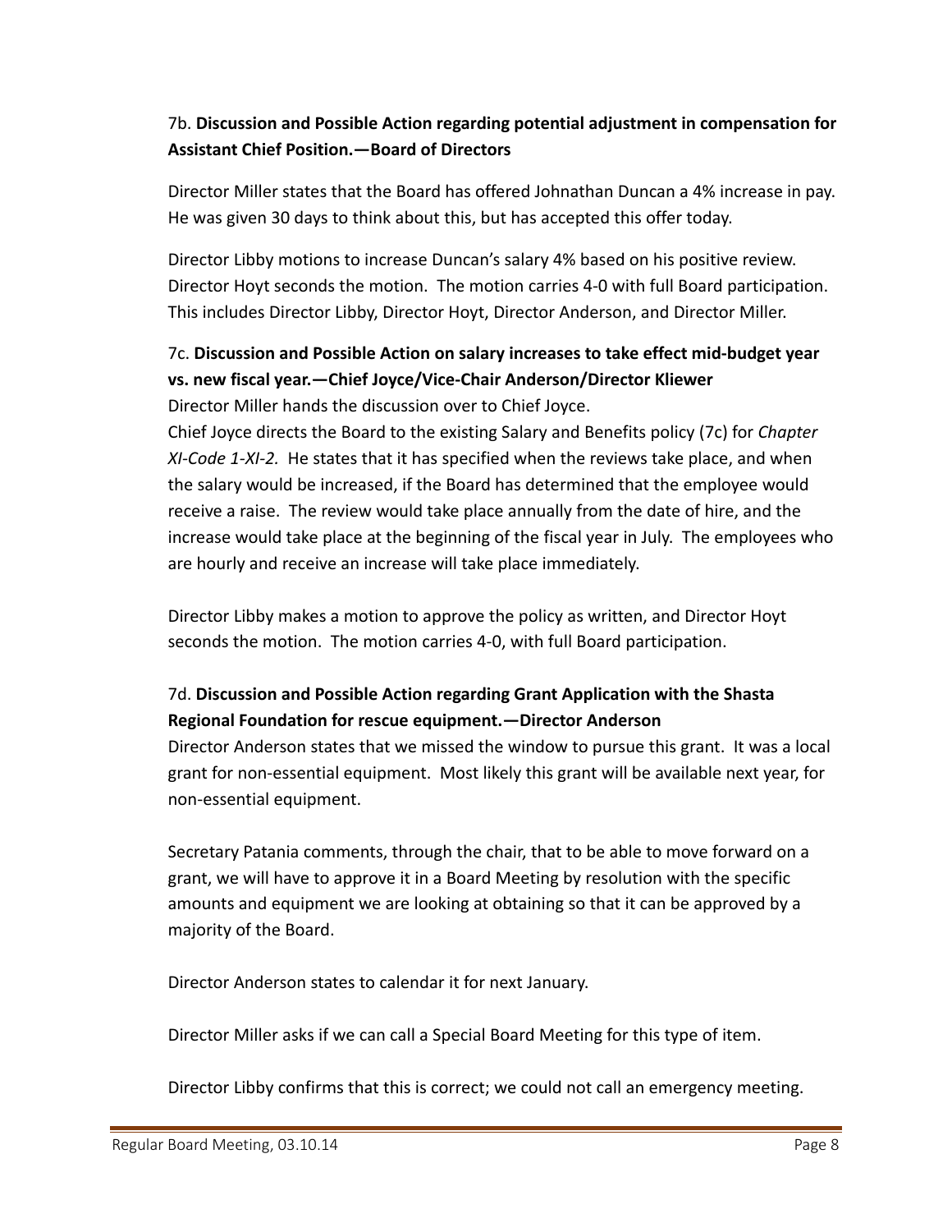7b. **Discussion and Possible Action regarding potential adjustment in compensation for Assistant Chief Position.—Board of Directors**

Director Miller states that the Board has offered Johnathan Duncan a 4% increase in pay. He was given 30 days to think about this, but has accepted this offer today.

Director Libby motions to increase Duncan's salary 4% based on his positive review. Director Hoyt seconds the motion. The motion carries 4-0 with full Board participation. This includes Director Libby, Director Hoyt, Director Anderson, and Director Miller.

7c. **Discussion and Possible Action on salary increases to take effect mid-budget year vs. new fiscal year.—Chief Joyce/Vice-Chair Anderson/Director Kliewer**

Director Miller hands the discussion over to Chief Joyce.

Chief Joyce directs the Board to the existing Salary and Benefits policy (7c) for *Chapter XI-Code 1-XI-2.* He states that it has specified when the reviews take place, and when the salary would be increased, if the Board has determined that the employee would receive a raise. The review would take place annually from the date of hire, and the increase would take place at the beginning of the fiscal year in July. The employees who are hourly and receive an increase will take place immediately.

Director Libby makes a motion to approve the policy as written, and Director Hoyt seconds the motion. The motion carries 4-0, with full Board participation.

7d. **Discussion and Possible Action regarding Grant Application with the Shasta Regional Foundation for rescue equipment.—Director Anderson**

Director Anderson states that we missed the window to pursue this grant. It was a local grant for non-essential equipment. Most likely this grant will be available next year, for non-essential equipment.

Secretary Patania comments, through the chair, that to be able to move forward on a grant, we will have to approve it in a Board Meeting by resolution with the specific amounts and equipment we are looking at obtaining so that it can be approved by a majority of the Board.

Director Anderson states to calendar it for next January.

Director Miller asks if we can call a Special Board Meeting for this type of item.

Director Libby confirms that this is correct; we could not call an emergency meeting.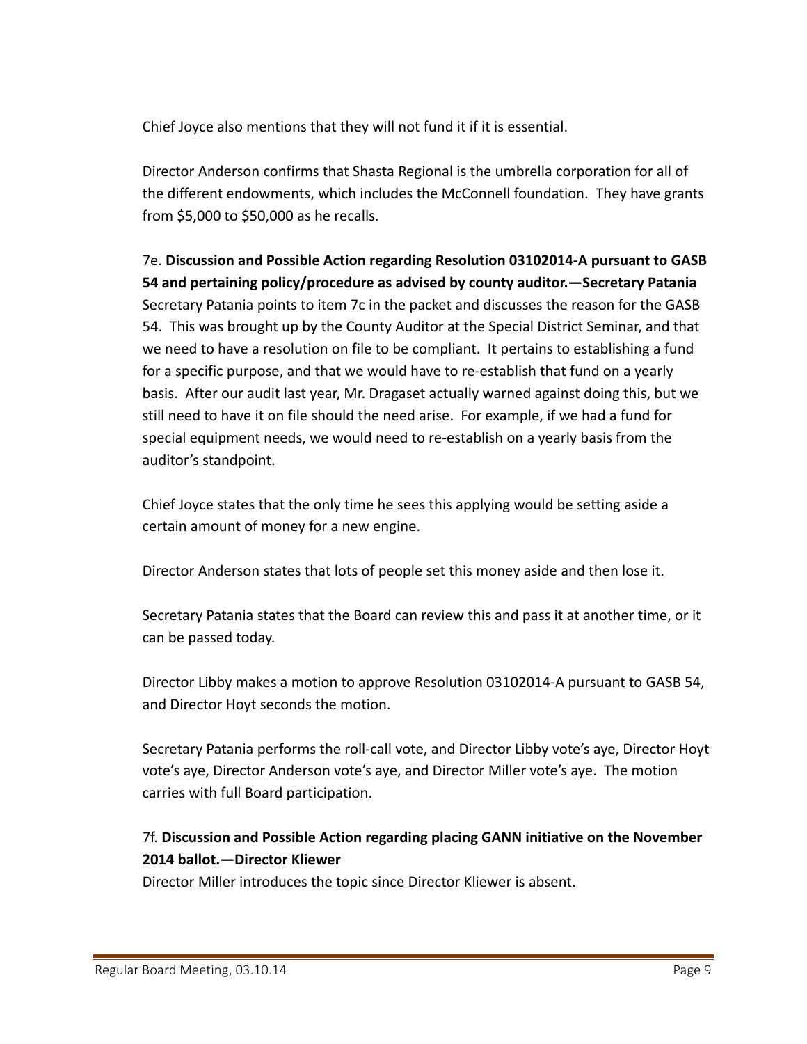Chief Joyce also mentions that they will not fund it if it is essential.

Director Anderson confirms that Shasta Regional is the umbrella corporation for all of the different endowments, which includes the McConnell foundation. They have grants from $5,000 to $50,000 as he recalls.

7e. **Discussion and Possible Action regarding Resolution 03102014-A pursuant to GASB 54 and pertaining policy/procedure as advised by county auditor.—Secretary Patania**
Secretary Patania points to item 7c in the packet and discusses the reason for the GASB 54. This was brought up by the County Auditor at the Special District Seminar, and that we need to have a resolution on file to be compliant. It pertains to establishing a fund for a specific purpose, and that we would have to re-establish that fund on a yearly basis. After our audit last year, Mr. Dragaset actually warned against doing this, but we still need to have it on file should the need arise. For example, if we had a fund for special equipment needs, we would need to re-establish on a yearly basis from the auditor's standpoint.

Chief Joyce states that the only time he sees this applying would be setting aside a certain amount of money for a new engine.

Director Anderson states that lots of people set this money aside and then lose it.

Secretary Patania states that the Board can review this and pass it at another time, or it can be passed today.

Director Libby makes a motion to approve Resolution 03102014-A pursuant to GASB 54, and Director Hoyt seconds the motion.

Secretary Patania performs the roll-call vote, and Director Libby vote's aye, Director Hoyt vote's aye, Director Anderson vote's aye, and Director Miller vote's aye. The motion carries with full Board participation.

7f. **Discussion and Possible Action regarding placing GANN initiative on the November 2014 ballot.—Director Kliewer**
Director Miller introduces the topic since Director Kliewer is absent.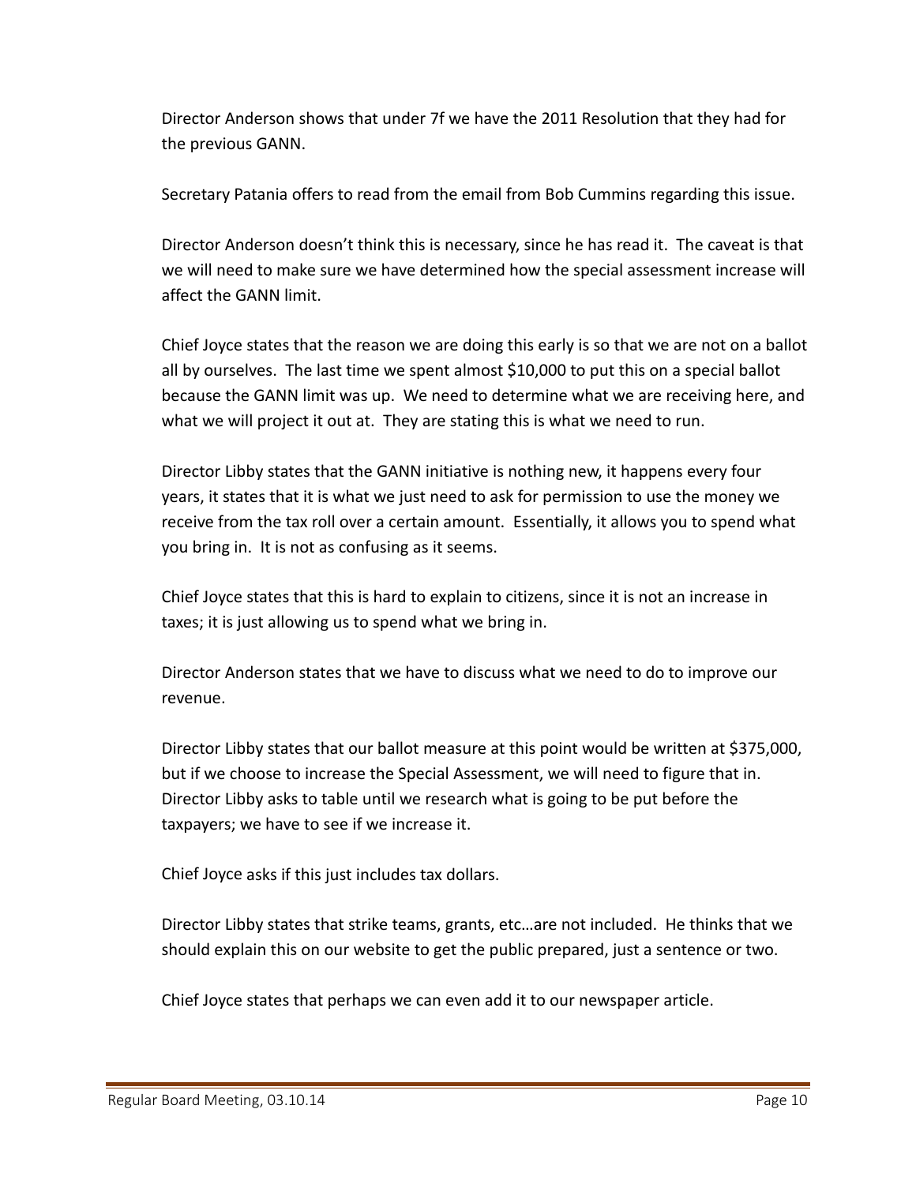Director Anderson shows that under 7f we have the 2011 Resolution that they had for the previous GANN.

Secretary Patania offers to read from the email from Bob Cummins regarding this issue.

Director Anderson doesn't think this is necessary, since he has read it. The caveat is that we will need to make sure we have determined how the special assessment increase will affect the GANN limit.

Chief Joyce states that the reason we are doing this early is so that we are not on a ballot all by ourselves. The last time we spent almost $10,000 to put this on a special ballot because the GANN limit was up. We need to determine what we are receiving here, and what we will project it out at. They are stating this is what we need to run.

Director Libby states that the GANN initiative is nothing new, it happens every four years, it states that it is what we just need to ask for permission to use the money we receive from the tax roll over a certain amount. Essentially, it allows you to spend what you bring in. It is not as confusing as it seems.

Chief Joyce states that this is hard to explain to citizens, since it is not an increase in taxes; it is just allowing us to spend what we bring in.

Director Anderson states that we have to discuss what we need to do to improve our revenue.

Director Libby states that our ballot measure at this point would be written at $375,000, but if we choose to increase the Special Assessment, we will need to figure that in. Director Libby asks to table until we research what is going to be put before the taxpayers; we have to see if we increase it.

Chief Joyce asks if this just includes tax dollars.

Director Libby states that strike teams, grants, etc…are not included. He thinks that we should explain this on our website to get the public prepared, just a sentence or two.

Chief Joyce states that perhaps we can even add it to our newspaper article.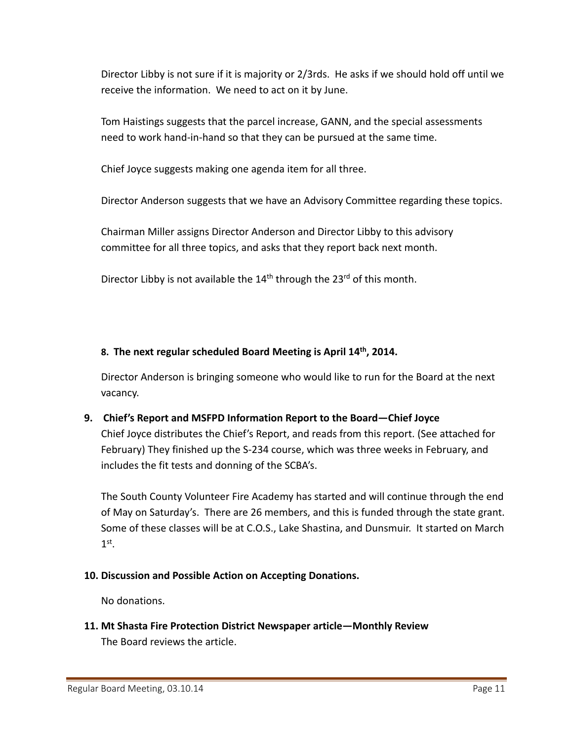Director Libby is not sure if it is majority or 2/3rds. He asks if we should hold off until we receive the information. We need to act on it by June.

Tom Haistings suggests that the parcel increase, GANN, and the special assessments need to work hand-in-hand so that they can be pursued at the same time.

Chief Joyce suggests making one agenda item for all three.

Director Anderson suggests that we have an Advisory Committee regarding these topics.

Chairman Miller assigns Director Anderson and Director Libby to this advisory committee for all three topics, and asks that they report back next month.

Director Libby is not available the 14th through the 23rd of this month.

**8. The next regular scheduled Board Meeting is April 14th, 2014.**

Director Anderson is bringing someone who would like to run for the Board at the next vacancy.

**9. Chief's Report and MSFPD Information Report to the Board—Chief Joyce**

Chief Joyce distributes the Chief's Report, and reads from this report. (See attached for February) They finished up the S-234 course, which was three weeks in February, and includes the fit tests and donning of the SCBA's.

The South County Volunteer Fire Academy has started and will continue through the end of May on Saturday's. There are 26 members, and this is funded through the state grant. Some of these classes will be at C.O.S., Lake Shastina, and Dunsmuir. It started on March 1st.

**10. Discussion and Possible Action on Accepting Donations.**

No donations.

**11. Mt Shasta Fire Protection District Newspaper article—Monthly Review**

The Board reviews the article.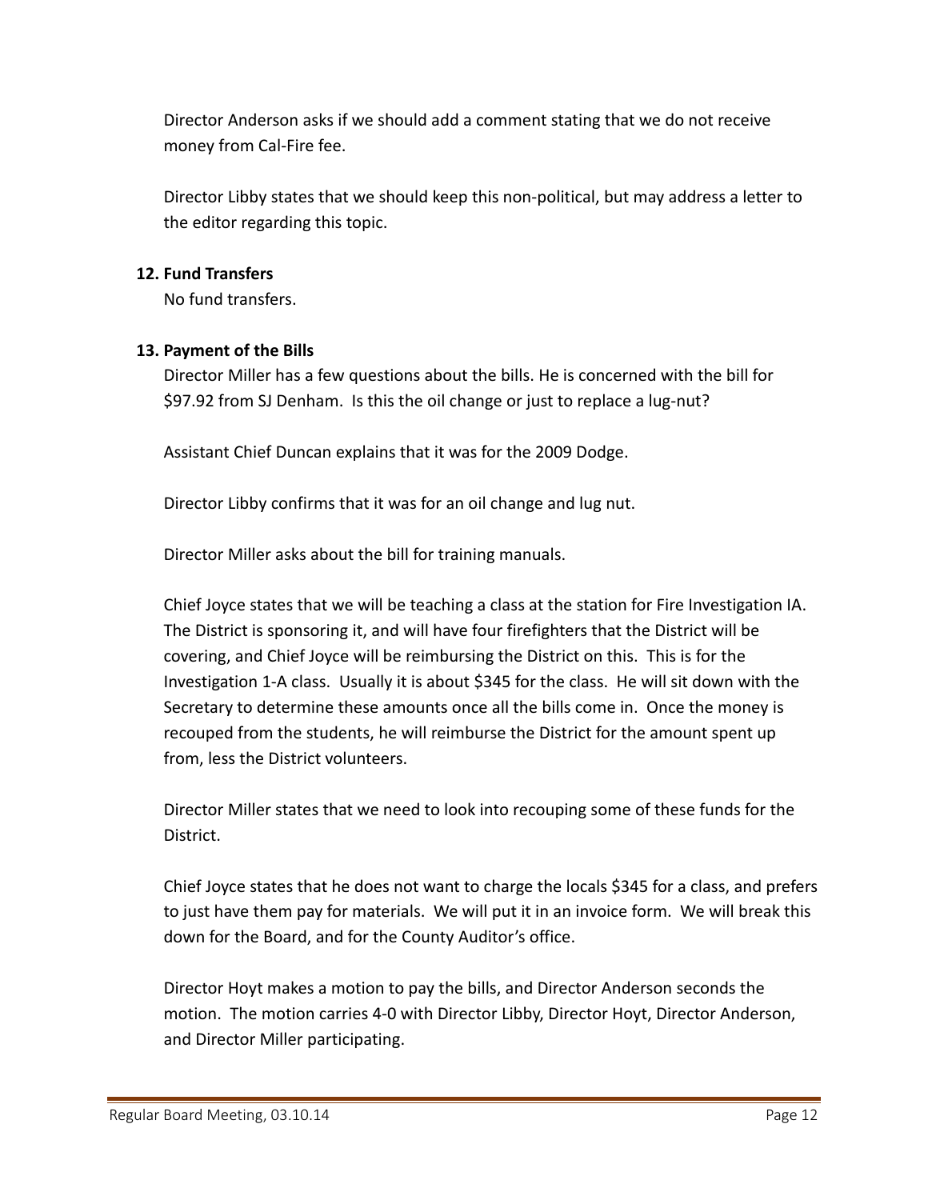Director Anderson asks if we should add a comment stating that we do not receive money from Cal-Fire fee.

Director Libby states that we should keep this non-political, but may address a letter to the editor regarding this topic.

**12. Fund Transfers**

No fund transfers.

**13. Payment of the Bills**

Director Miller has a few questions about the bills. He is concerned with the bill for $97.92 from SJ Denham. Is this the oil change or just to replace a lug-nut?

Assistant Chief Duncan explains that it was for the 2009 Dodge.

Director Libby confirms that it was for an oil change and lug nut.

Director Miller asks about the bill for training manuals.

Chief Joyce states that we will be teaching a class at the station for Fire Investigation IA. The District is sponsoring it, and will have four firefighters that the District will be covering, and Chief Joyce will be reimbursing the District on this. This is for the Investigation 1-A class. Usually it is about $345 for the class. He will sit down with the Secretary to determine these amounts once all the bills come in. Once the money is recouped from the students, he will reimburse the District for the amount spent up from, less the District volunteers.

Director Miller states that we need to look into recouping some of these funds for the District.

Chief Joyce states that he does not want to charge the locals $345 for a class, and prefers to just have them pay for materials. We will put it in an invoice form. We will break this down for the Board, and for the County Auditor's office.

Director Hoyt makes a motion to pay the bills, and Director Anderson seconds the motion. The motion carries 4-0 with Director Libby, Director Hoyt, Director Anderson, and Director Miller participating.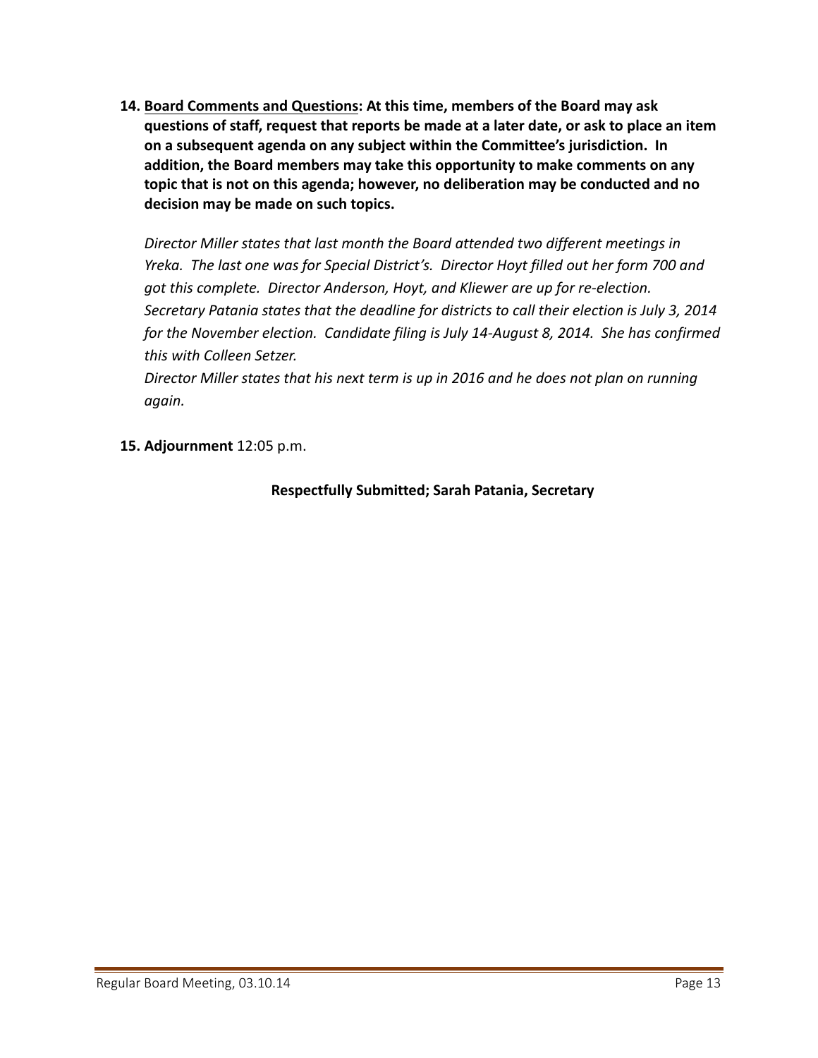**14. <u>Board Comments and Questions</u>: At this time, members of the Board may ask questions of staff, request that reports be made at a later date, or ask to place an item on a subsequent agenda on any subject within the Committee's jurisdiction. In addition, the Board members may take this opportunity to make comments on any topic that is not on this agenda; however, no deliberation may be conducted and no decision may be made on such topics.**

*Director Miller states that last month the Board attended two different meetings in Yreka. The last one was for Special District's. Director Hoyt filled out her form 700 and got this complete. Director Anderson, Hoyt, and Kliewer are up for re-election. Secretary Patania states that the deadline for districts to call their election is July 3, 2014 for the November election. Candidate filing is July 14-August 8, 2014. She has confirmed this with Colleen Setzer.*

*Director Miller states that his next term is up in 2016 and he does not plan on running again.*

**15. Adjournment** 12:05 p.m.

**Respectfully Submitted; Sarah Patania, Secretary**